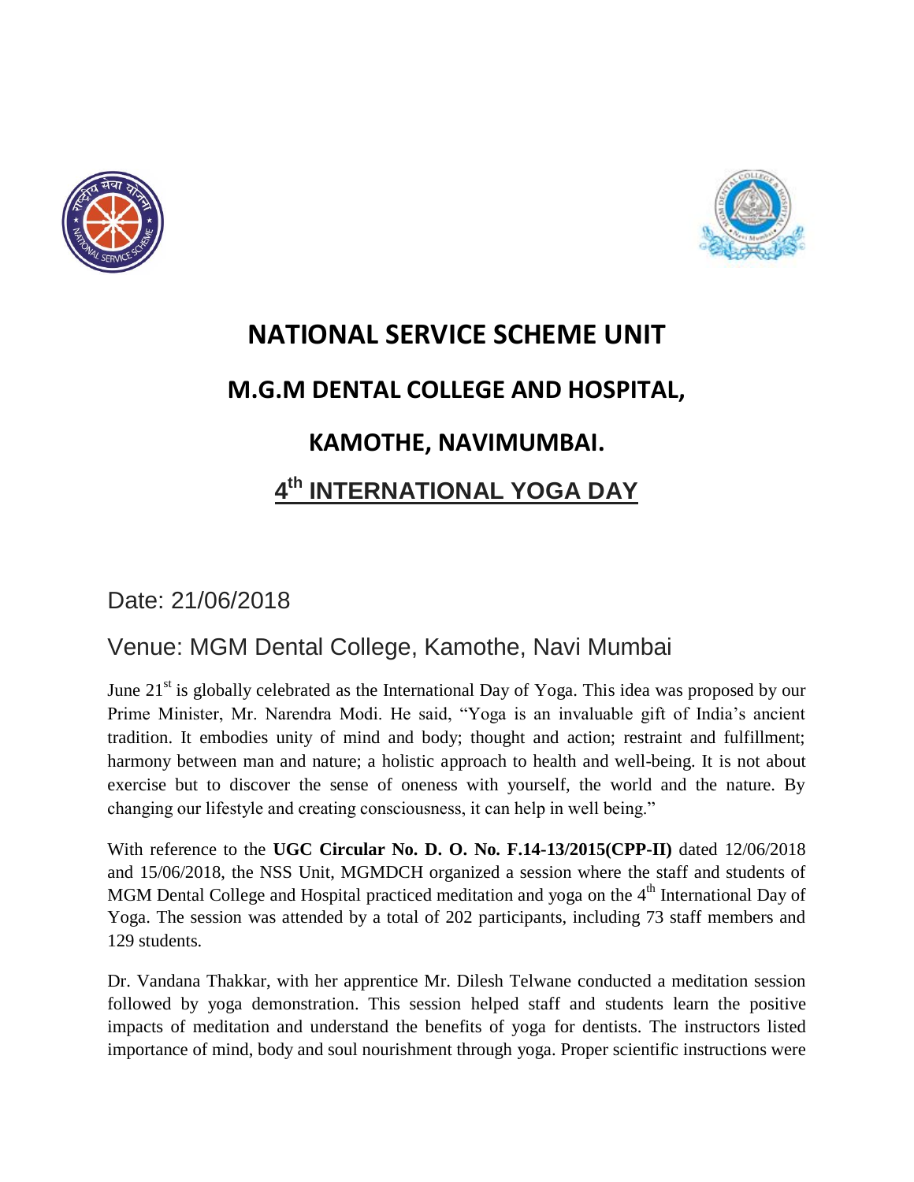# NATIONAL SERVICE SCHEME UNIT

# M.G.M DENTAL COLLEGE AND HOSPITAL,

# KAMOTHE, NAVIMUMBAI.

## 4th INTERNATIONAL YOGA DAY

Date: 21/06/2018

Venue: MGM Dental College, Kamothe, Navi Mumbai

June 21st is globally celebrated as the International Day of Yoga. This idea was proposed by our Prime Minister, Mr. Narendra Modi. He said, "Yoga is an invaluable gift of India's ancient tradition. It embodies unity of mind and body; thought and action; restraint and fulfillment; harmony between man and nature; a holistic approach to health and well-being. It is not about exercise but to discover the sense of oneness with yourself, the world and the nature. By changing our lifestyle and creating consciousness, it can help in well being."

With reference to the **UGC Circular No. D. O. No. F.14-13/2015(CPP-II)** dated 12/06/2018 and 15/06/2018, the NSS Unit, MGMDCH organized a session where the staff and students of MGM Dental College and Hospital practiced meditation and yoga on the 4th International Day of Yoga. The session was attended by a total of 202 participants, including 73 staff members and 129 students.

Dr. Vandana Thakkar, with her apprentice Mr. Dilesh Telwane conducted a meditation session followed by yoga demonstration. This session helped staff and students learn the positive impacts of meditation and understand the benefits of yoga for dentists. The instructors listed importance of mind, body and soul nourishment through yoga. Proper scientific instructions were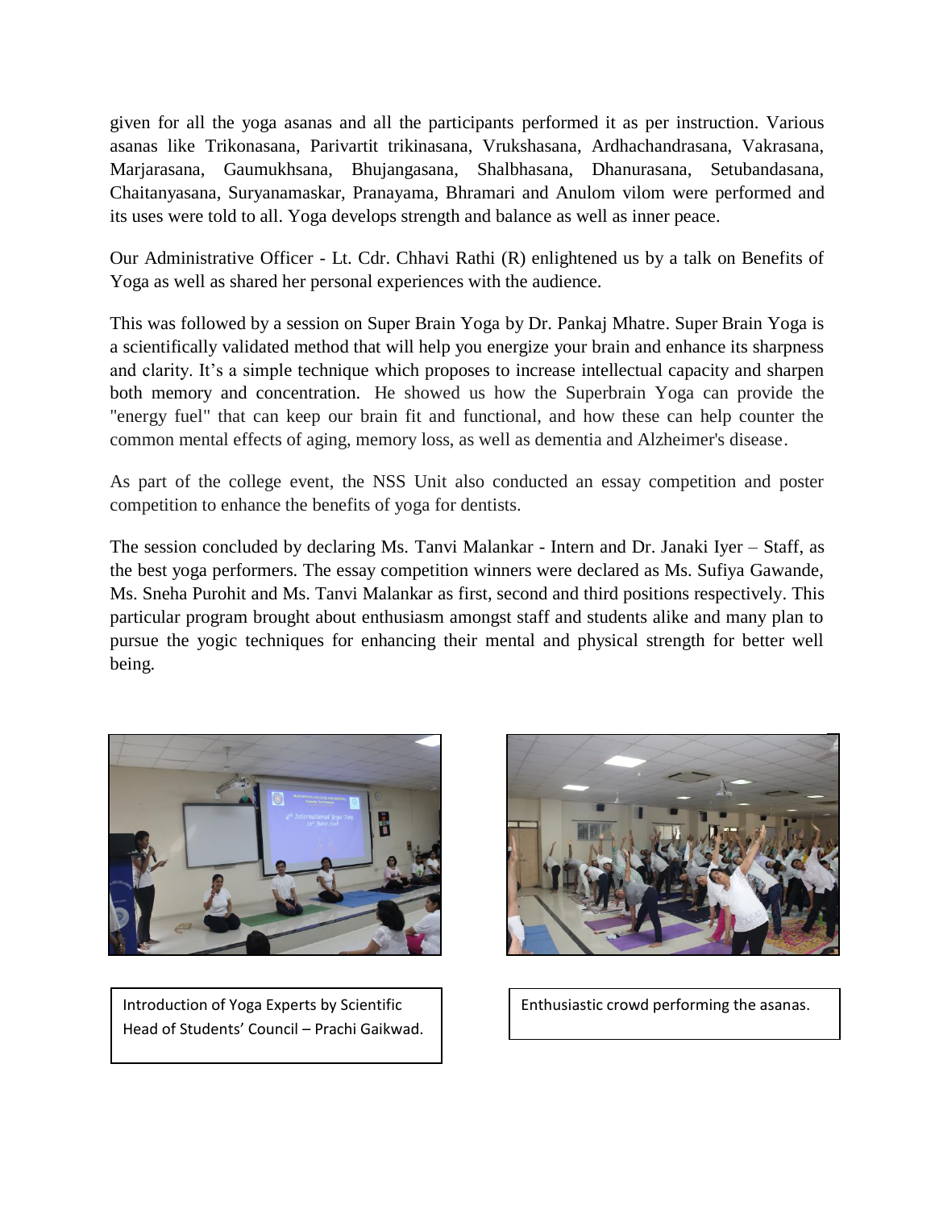given for all the yoga asanas and all the participants performed it as per instruction. Various asanas like Trikonasana, Parivartit trikinasana, Vrukshasana, Ardhachandrasana, Vakrasana, Marjarasana, Gaumukhsana, Bhujangasana, Shalbhasana, Dhanurasana, Setubandasana, Chaitanyasana, Suryanamaskar, Pranayama, Bhramari and Anulom vilom were performed and its uses were told to all. Yoga develops strength and balance as well as inner peace.

Our Administrative Officer - Lt. Cdr. Chhavi Rathi (R) enlightened us by a talk on Benefits of Yoga as well as shared her personal experiences with the audience.

This was followed by a session on Super Brain Yoga by Dr. Pankaj Mhatre. Super Brain Yoga is a scientifically validated method that will help you energize your brain and enhance its sharpness and clarity. It's a simple technique which proposes to increase intellectual capacity and sharpen both memory and concentration. He showed us how the Superbrain Yoga can provide the "energy fuel" that can keep our brain fit and functional, and how these can help counter the common mental effects of aging, memory loss, as well as dementia and Alzheimer's disease.

As part of the college event, the NSS Unit also conducted an essay competition and poster competition to enhance the benefits of yoga for dentists.

The session concluded by declaring Ms. Tanvi Malankar - Intern and Dr. Janaki Iyer – Staff, as the best yoga performers. The essay competition winners were declared as Ms. Sufiya Gawande, Ms. Sneha Purohit and Ms. Tanvi Malankar as first, second and third positions respectively. This particular program brought about enthusiasm amongst staff and students alike and many plan to pursue the yogic techniques for enhancing their mental and physical strength for better well being.

Introduction of Yoga Experts by Scientific Head of Students' Council – Prachi Gaikwad.

Enthusiastic crowd performing the asanas.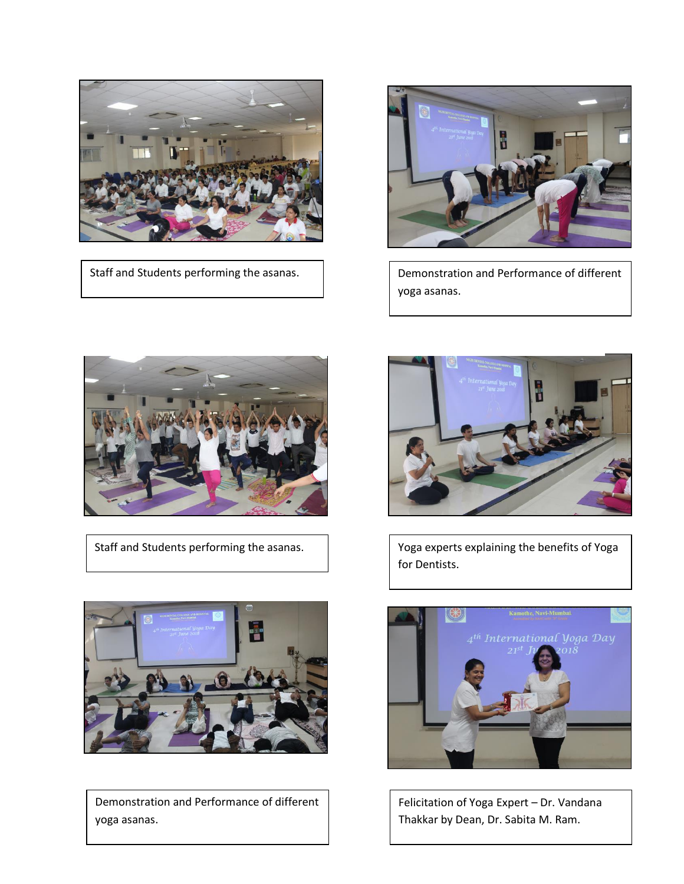Staff and Students performing the asanas.

Demonstration and Performance of different yoga asanas.

Staff and Students performing the asanas.

Yoga experts explaining the benefits of Yoga for Dentists.

Demonstration and Performance of different yoga asanas.

Felicitation of Yoga Expert – Dr. Vandana Thakkar by Dean, Dr. Sabita M. Ram.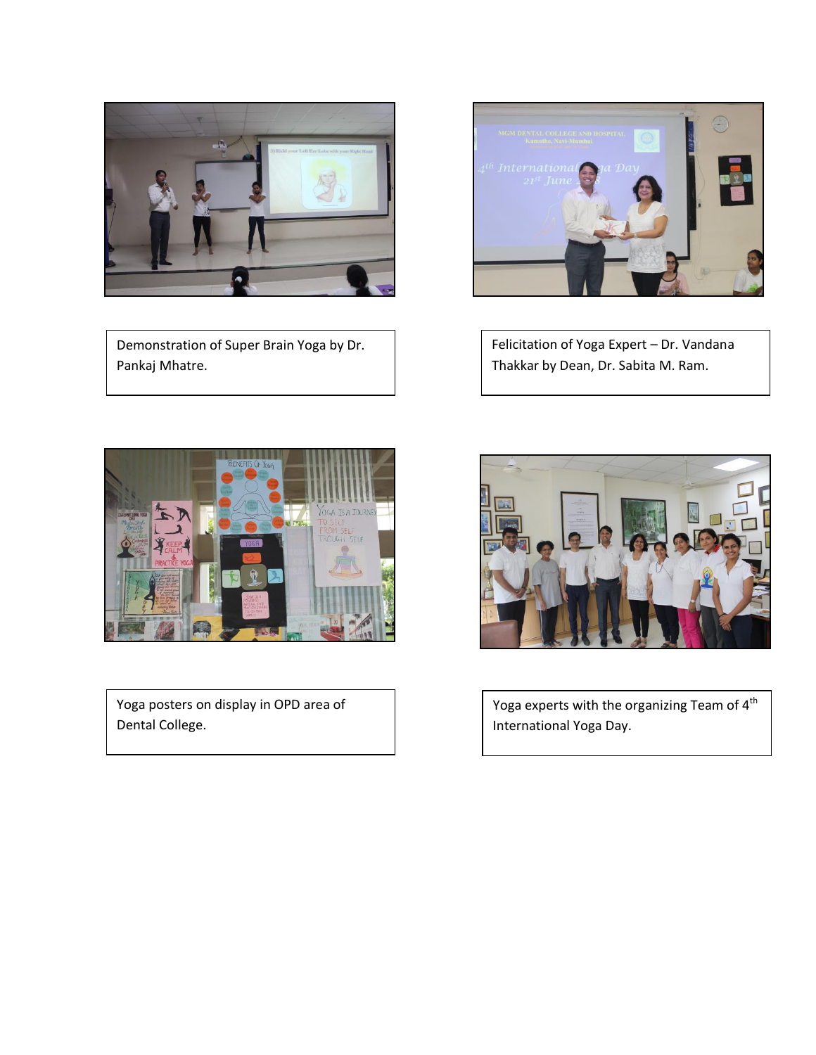Demonstration of Super Brain Yoga by Dr. Pankaj Mhatre.

Felicitation of Yoga Expert – Dr. Vandana Thakkar by Dean, Dr. Sabita M. Ram.

Yoga posters on display in OPD area of Dental College.

Yoga experts with the organizing Team of 4th International Yoga Day.